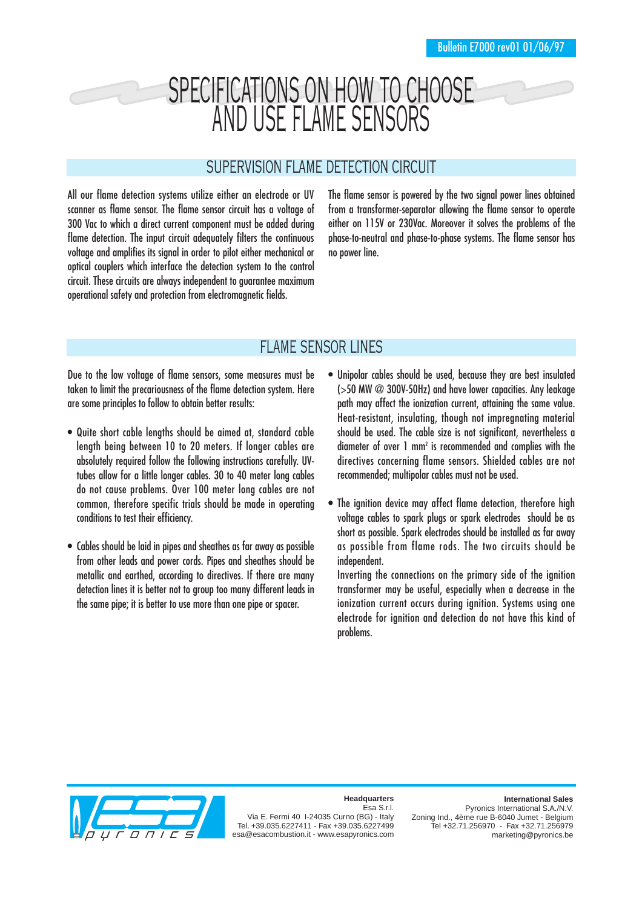Bulletin E7000 rev01 01/06/97

# SPECIFICATIONS ON HOW TO CHOOSE AND USE FLAME SENSORS

## SUPERVISION FLAME DETECTION CIRCUIT

All our flame detection systems utilize either an electrode or UV scanner as flame sensor. The flame sensor circuit has a voltage of 300 Vac to which a direct current component must be added during flame detection. The input circuit adequately filters the continuous voltage and amplifies its signal in order to pilot either mechanical or optical couplers which interface the detection system to the control circuit. These circuits are always independent to guarantee maximum operational safety and protection from electromagnetic fields.

The flame sensor is powered by the two signal power lines obtained from a transformer-separator allowing the flame sensor to operate either on 115V or 230Vac. Moreover it solves the problems of the phase-to-neutral and phase-to-phase systems. The flame sensor has no power line.

## FLAME SENSOR LINES

Due to the low voltage of flame sensors, some measures must be taken to limit the precariousness of the flame detection system. Here are some principles to follow to obtain better results:

- Quite short cable lengths should be aimed at, standard cable length being between 10 to 20 meters. If longer cables are absolutely required follow the following instructions carefully. UV-tubes allow for a little longer cables. 30 to 40 meter long cables do not cause problems. Over 100 meter long cables are not common, therefore specific trials should be made in operating conditions to test their efficiency.

- Cables should be laid in pipes and sheathes as far away as possible from other leads and power cords. Pipes and sheathes should be metallic and earthed, according to directives. If there are many detection lines it is better not to group too many different leads in the same pipe; it is better to use more than one pipe or spacer.

- Unipolar cables should be used, because they are best insulated (>50 MW @ 300V-50Hz) and have lower capacities. Any leakage path may affect the ionization current, attaining the same value. Heat-resistant, insulating, though not impregnating material should be used. The cable size is not significant, nevertheless a diameter of over 1 $mm^2$ is recommended and complies with the directives concerning flame sensors. Shielded cables are not recommended; multipolar cables must not be used.

- The ignition device may affect flame detection, therefore high voltage cables to spark plugs or spark electrodes should be as short as possible. Spark electrodes should be installed as far away as possible from flame rods. The two circuits should be independent.
  Inverting the connections on the primary side of the ignition transformer may be useful, especially when a decrease in the ionization current occurs during ignition. Systems using one electrode for ignition and detection do not have this kind of problems.

**Headquarters**
Esa S.r.l.
Via E. Fermi 40 I-24035 Curno (BG) - Italy
Tel. +39.035.6227411 - Fax +39.035.6227499
esa@esacombustion.it - www.esapyronics.com

**International Sales**
Pyronics International S.A./N.V.
Zoning Ind., 4ème rue B-6040 Jumet - Belgium
Tel +32.71.256970 - Fax +32.71.256979
marketing@pyronics.be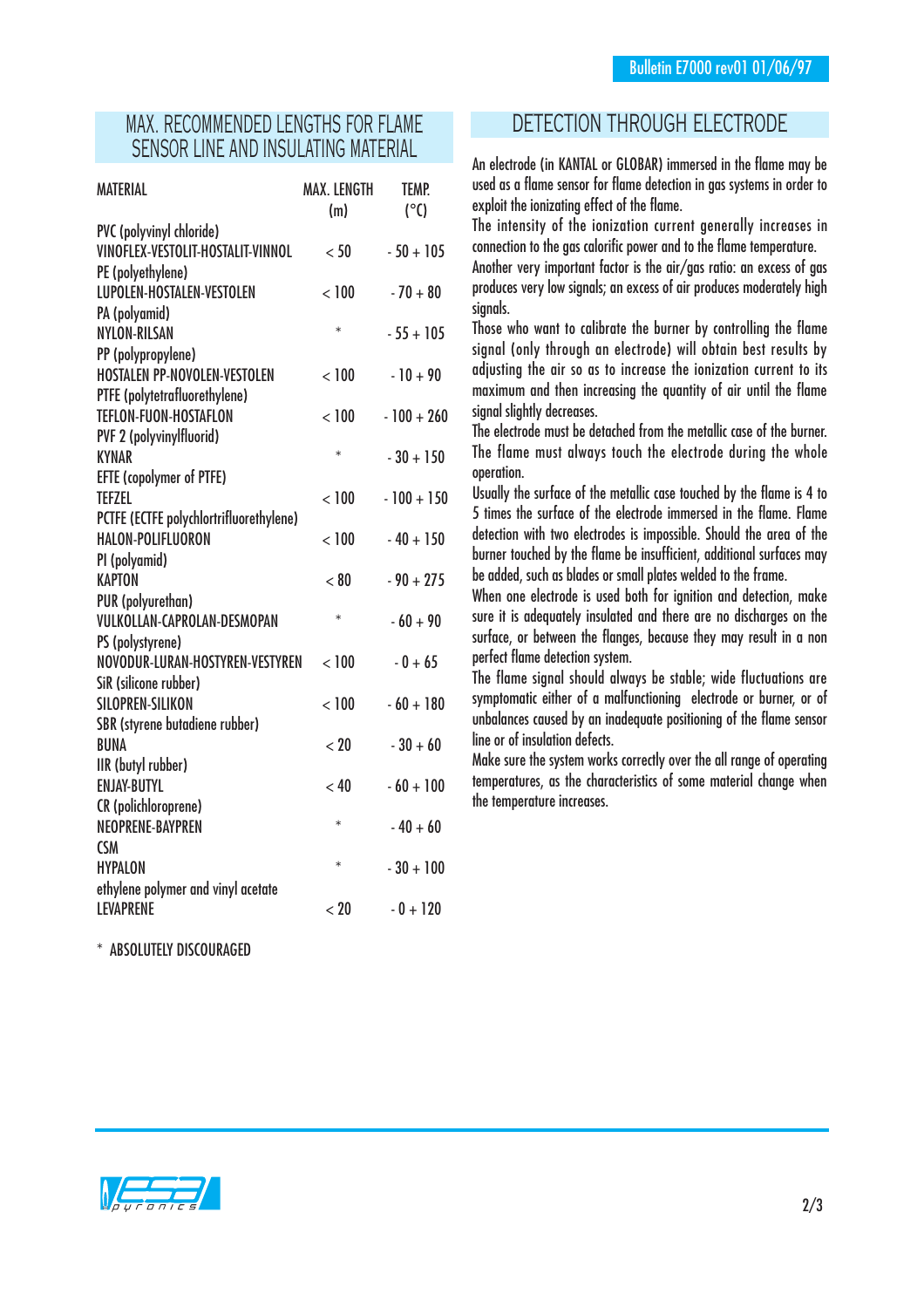## MAX. RECOMMENDED LENGTHS FOR FLAME SENSOR LINE AND INSULATING MATERIAL

| MATERIAL | MAX. LENGTH (m) | TEMP. (°C) |
|---|---|---|
| PVC (polyvinyl chloride)<br>VINOFLEX-VESTOLIT-HOSTALIT-VINNOL | < 50 | - 50 + 105 |
| PE (polyethylene)<br>LUPOLEN-HOSTALEN-VESTOLEN | < 100 | - 70 + 80 |
| PA (polyamid)<br>NYLON-RILSAN | * | - 55 + 105 |
| PP (polypropylene)<br>HOSTALEN PP-NOVOLEN-VESTOLEN | < 100 | - 10 + 90 |
| PTFE (polytetrafluorethylene)<br>TEFLON-FUON-HOSTAFLON | < 100 | - 100 + 260 |
| PVF 2 (polyvinylfluorid)<br>KYNAR | * | - 30 + 150 |
| EFTE (copolymer of PTFE)<br>TEFZEL | < 100 | - 100 + 150 |
| PCTFE (ECTFE polychlortrifluorethylene)<br>HALON-POLIFLUORON | < 100 | - 40 + 150 |
| PI (polyamid)<br>KAPTON | < 80 | - 90 + 275 |
| PUR (polyurethan)<br>VULKOLLAN-CAPROLAN-DESMOPAN | * | - 60 + 90 |
| PS (polystyrene)<br>NOVODUR-LURAN-HOSTYREN-VESTYREN | < 100 | - 0 + 65 |
| SiR (silicone rubber)<br>SILOPREN-SILIKON | < 100 | - 60 + 180 |
| SBR (styrene butadiene rubber)<br>BUNA | < 20 | - 30 + 60 |
| IIR (butyl rubber)<br>ENJAY-BUTYL | < 40 | - 60 + 100 |
| CR (polichloroprene)<br>NEOPRENE-BAYPREN | * | - 40 + 60 |
| CSM<br>HYPALON | * | - 30 + 100 |
| ethylene polymer and vinyl acetate<br>LEVAPRENE | < 20 | - 0 + 120 |

\* ABSOLUTELY DISCOURAGED

## DETECTION THROUGH ELECTRODE

An electrode (in KANTAL or GLOBAR) immersed in the flame may be used as a flame sensor for flame detection in gas systems in order to exploit the ionizating effect of the flame.

The intensity of the ionization current generally increases in connection to the gas calorific power and to the flame temperature.

Another very important factor is the air/gas ratio: an excess of gas produces very low signals; an excess of air produces moderately high signals.

Those who want to calibrate the burner by controlling the flame signal (only through an electrode) will obtain best results by adjusting the air so as to increase the ionization current to its maximum and then increasing the quantity of air until the flame signal slightly decreases.

The electrode must be detached from the metallic case of the burner.

The flame must always touch the electrode during the whole operation.

Usually the surface of the metallic case touched by the flame is 4 to 5 times the surface of the electrode immersed in the flame. Flame detection with two electrodes is impossible. Should the area of the burner touched by the flame be insufficient, additional surfaces may be added, such as blades or small plates welded to the frame.

When one electrode is used both for ignition and detection, make sure it is adequately insulated and there are no discharges on the surface, or between the flanges, because they may result in a non perfect flame detection system.

The flame signal should always be stable; wide fluctuations are symptomatic either of a malfunctioning electrode or burner, or of unbalances caused by an inadequate positioning of the flame sensor line or of insulation defects.

Make sure the system works correctly over the all range of operating temperatures, as the characteristics of some material change when the temperature increases.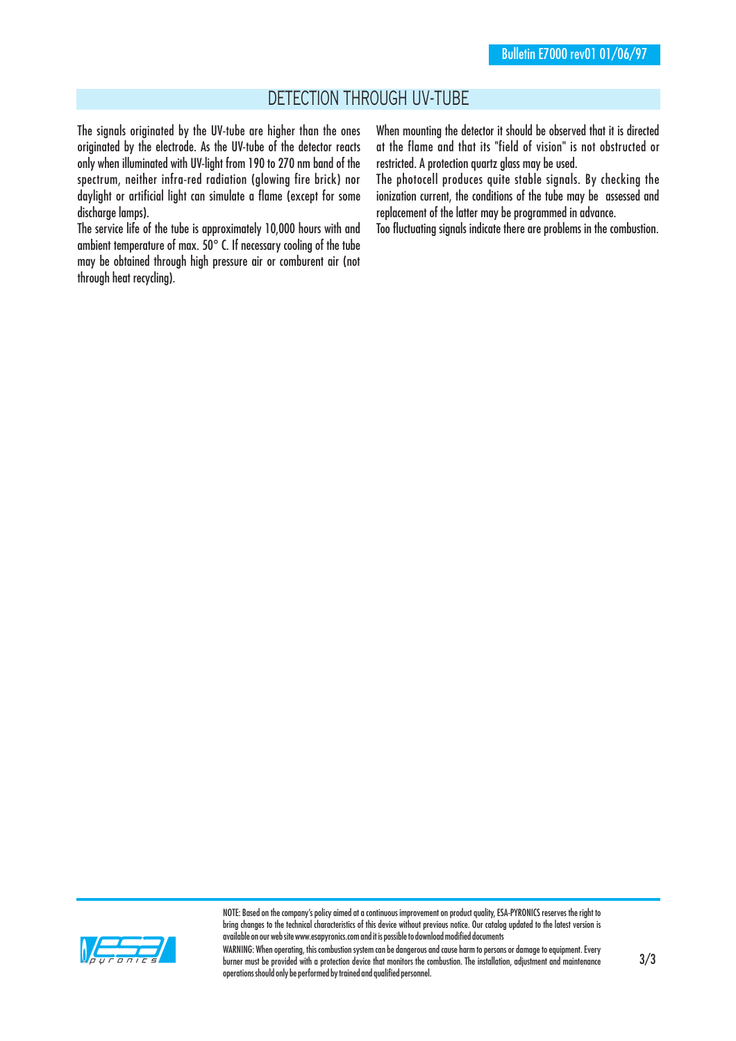## DETECTION THROUGH UV-TUBE

The signals originated by the UV-tube are higher than the ones originated by the electrode. As the UV-tube of the detector reacts only when illuminated with UV-light from 190 to 270 nm band of the spectrum, neither infra-red radiation (glowing fire brick) nor daylight or artificial light can simulate a flame (except for some discharge lamps).

The service life of the tube is approximately 10,000 hours with and ambient temperature of max. 50° C. If necessary cooling of the tube may be obtained through high pressure air or comburent air (not through heat recycling).

When mounting the detector it should be observed that it is directed at the flame and that its "field of vision" is not obstructed or restricted. A protection quartz glass may be used.

The photocell produces quite stable signals. By checking the ionization current, the conditions of the tube may be assessed and replacement of the latter may be programmed in advance.

Too fluctuating signals indicate there are problems in the combustion.

NOTE: Based on the company's policy aimed at a continuous improvement on product quality, ESA-PYRONICS reserves the right to bring changes to the technical characteristics of this device without previous notice. Our catalog updated to the latest version is available on our web site www.esapyronics.com and it is possible to download modified documents

WARNING: When operating, this combustion system can be dangerous and cause harm to persons or damage to equipment. Every burner must be provided with a protection device that monitors the combustion. The installation, adjustment and maintenance operations should only be performed by trained and qualified personnel.